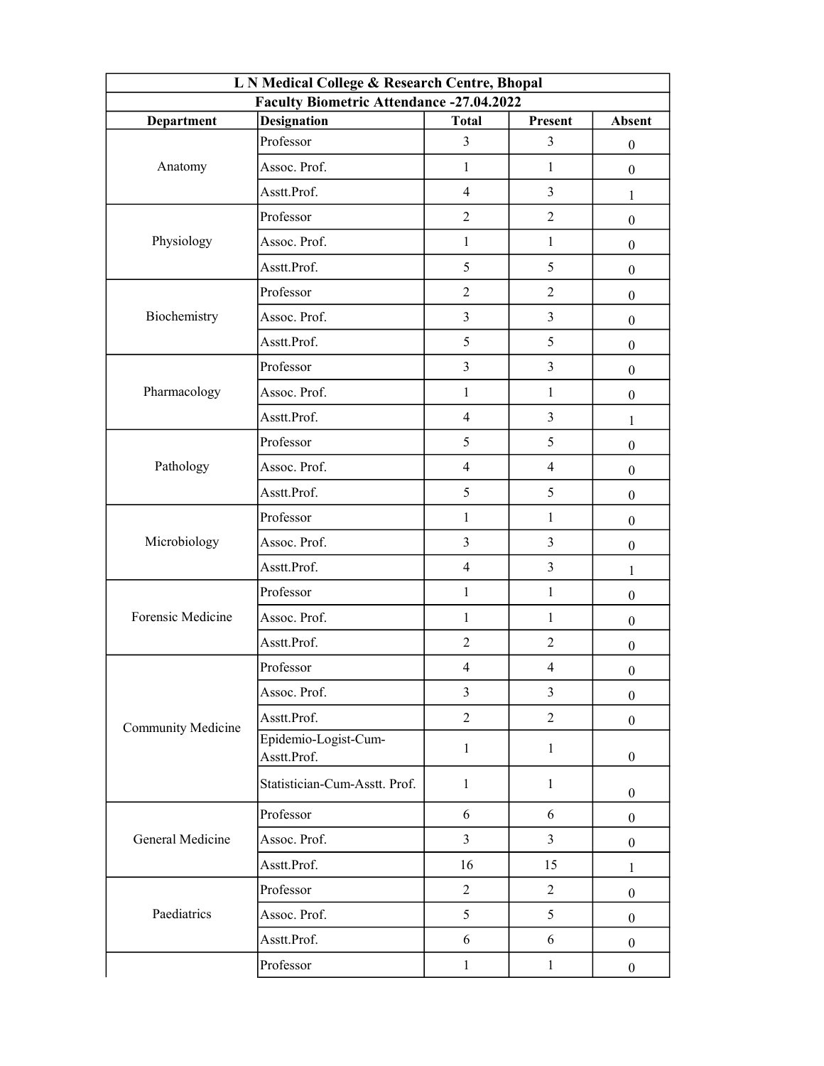| L N Medical College & Research Centre, Bhopal | | | | |
|---|---|---|---|---|
| **Faculty Biometric Attendance -27.04.2022** | | | | |
| **Department** | **Designation** | **Total** | **Present** | **Absent** |
| Anatomy | Professor | 3 | 3 | 0 |
| | Assoc. Prof. | 1 | 1 | 0 |
| | Asstt.Prof. | 4 | 3 | 1 |
| Physiology | Professor | 2 | 2 | 0 |
| | Assoc. Prof. | 1 | 1 | 0 |
| | Asstt.Prof. | 5 | 5 | 0 |
| Biochemistry | Professor | 2 | 2 | 0 |
| | Assoc. Prof. | 3 | 3 | 0 |
| | Asstt.Prof. | 5 | 5 | 0 |
| Pharmacology | Professor | 3 | 3 | 0 |
| | Assoc. Prof. | 1 | 1 | 0 |
| | Asstt.Prof. | 4 | 3 | 1 |
| Pathology | Professor | 5 | 5 | 0 |
| | Assoc. Prof. | 4 | 4 | 0 |
| | Asstt.Prof. | 5 | 5 | 0 |
| Microbiology | Professor | 1 | 1 | 0 |
| | Assoc. Prof. | 3 | 3 | 0 |
| | Asstt.Prof. | 4 | 3 | 1 |
| Forensic Medicine | Professor | 1 | 1 | 0 |
| | Assoc. Prof. | 1 | 1 | 0 |
| | Asstt.Prof. | 2 | 2 | 0 |
| Community Medicine | Professor | 4 | 4 | 0 |
| | Assoc. Prof. | 3 | 3 | 0 |
| | Asstt.Prof. | 2 | 2 | 0 |
| | Epidemio-Logist-Cum-Asstt.Prof. | 1 | 1 | 0 |
| | Statistician-Cum-Asstt. Prof. | 1 | 1 | 0 |
| General Medicine | Professor | 6 | 6 | 0 |
| | Assoc. Prof. | 3 | 3 | 0 |
| | Asstt.Prof. | 16 | 15 | 1 |
| Paediatrics | Professor | 2 | 2 | 0 |
| | Assoc. Prof. | 5 | 5 | 0 |
| | Asstt.Prof. | 6 | 6 | 0 |
| | Professor | 1 | 1 | 0 |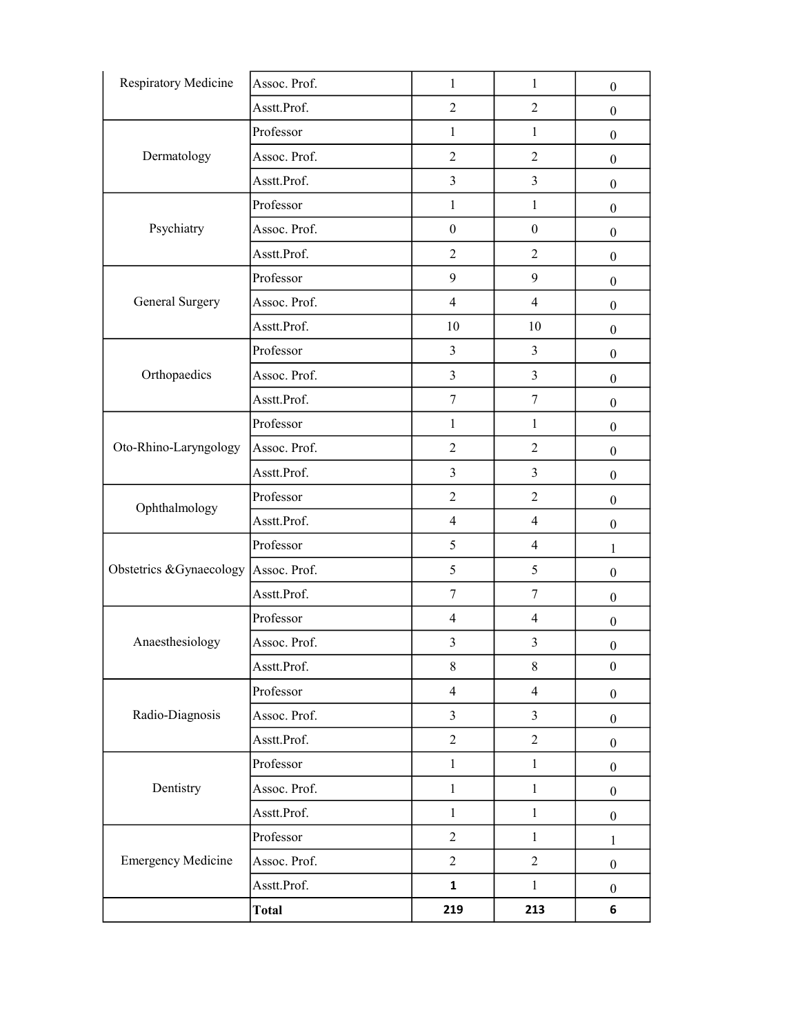| | | | | |
|---|---|---|---|---|
| Respiratory Medicine | Assoc. Prof. | 1 | 1 | 0 |
| | Asstt.Prof. | 2 | 2 | 0 |
| Dermatology | Professor | 1 | 1 | 0 |
| | Assoc. Prof. | 2 | 2 | 0 |
| | Asstt.Prof. | 3 | 3 | 0 |
| Psychiatry | Professor | 1 | 1 | 0 |
| | Assoc. Prof. | 0 | 0 | 0 |
| | Asstt.Prof. | 2 | 2 | 0 |
| General Surgery | Professor | 9 | 9 | 0 |
| | Assoc. Prof. | 4 | 4 | 0 |
| | Asstt.Prof. | 10 | 10 | 0 |
| Orthopaedics | Professor | 3 | 3 | 0 |
| | Assoc. Prof. | 3 | 3 | 0 |
| | Asstt.Prof. | 7 | 7 | 0 |
| Oto-Rhino-Laryngology | Professor | 1 | 1 | 0 |
| | Assoc. Prof. | 2 | 2 | 0 |
| | Asstt.Prof. | 3 | 3 | 0 |
| Ophthalmology | Professor | 2 | 2 | 0 |
| | Asstt.Prof. | 4 | 4 | 0 |
| Obstetrics &Gynaecology | Professor | 5 | 4 | 1 |
| | Assoc. Prof. | 5 | 5 | 0 |
| | Asstt.Prof. | 7 | 7 | 0 |
| Anaesthesiology | Professor | 4 | 4 | 0 |
| | Assoc. Prof. | 3 | 3 | 0 |
| | Asstt.Prof. | 8 | 8 | 0 |
| Radio-Diagnosis | Professor | 4 | 4 | 0 |
| | Assoc. Prof. | 3 | 3 | 0 |
| | Asstt.Prof. | 2 | 2 | 0 |
| Dentistry | Professor | 1 | 1 | 0 |
| | Assoc. Prof. | 1 | 1 | 0 |
| | Asstt.Prof. | 1 | 1 | 0 |
| Emergency Medicine | Professor | 2 | 1 | 1 |
| | Assoc. Prof. | 2 | 2 | 0 |
| | Asstt.Prof. | **1** | 1 | 0 |
| | **Total** | **219** | **213** | **6** |